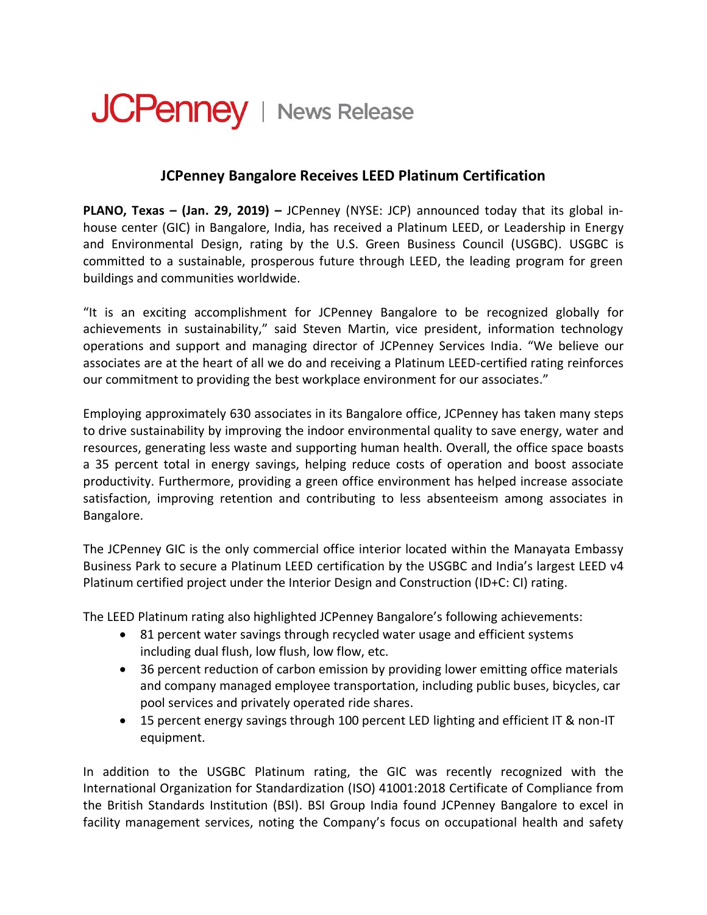JCPenney | News Release

# JCPenney Bangalore Receives LEED Platinum Certification

**PLANO, Texas – (Jan. 29, 2019) –** JCPenney (NYSE: JCP) announced today that its global in-house center (GIC) in Bangalore, India, has received a Platinum LEED, or Leadership in Energy and Environmental Design, rating by the U.S. Green Business Council (USGBC). USGBC is committed to a sustainable, prosperous future through LEED, the leading program for green buildings and communities worldwide.

"It is an exciting accomplishment for JCPenney Bangalore to be recognized globally for achievements in sustainability," said Steven Martin, vice president, information technology operations and support and managing director of JCPenney Services India. "We believe our associates are at the heart of all we do and receiving a Platinum LEED-certified rating reinforces our commitment to providing the best workplace environment for our associates."

Employing approximately 630 associates in its Bangalore office, JCPenney has taken many steps to drive sustainability by improving the indoor environmental quality to save energy, water and resources, generating less waste and supporting human health. Overall, the office space boasts a 35 percent total in energy savings, helping reduce costs of operation and boost associate productivity. Furthermore, providing a green office environment has helped increase associate satisfaction, improving retention and contributing to less absenteeism among associates in Bangalore.

The JCPenney GIC is the only commercial office interior located within the Manayata Embassy Business Park to secure a Platinum LEED certification by the USGBC and India's largest LEED v4 Platinum certified project under the Interior Design and Construction (ID+C: CI) rating.

The LEED Platinum rating also highlighted JCPenney Bangalore's following achievements:

- 81 percent water savings through recycled water usage and efficient systems including dual flush, low flush, low flow, etc.
- 36 percent reduction of carbon emission by providing lower emitting office materials and company managed employee transportation, including public buses, bicycles, car pool services and privately operated ride shares.
- 15 percent energy savings through 100 percent LED lighting and efficient IT & non-IT equipment.

In addition to the USGBC Platinum rating, the GIC was recently recognized with the International Organization for Standardization (ISO) 41001:2018 Certificate of Compliance from the British Standards Institution (BSI). BSI Group India found JCPenney Bangalore to excel in facility management services, noting the Company's focus on occupational health and safety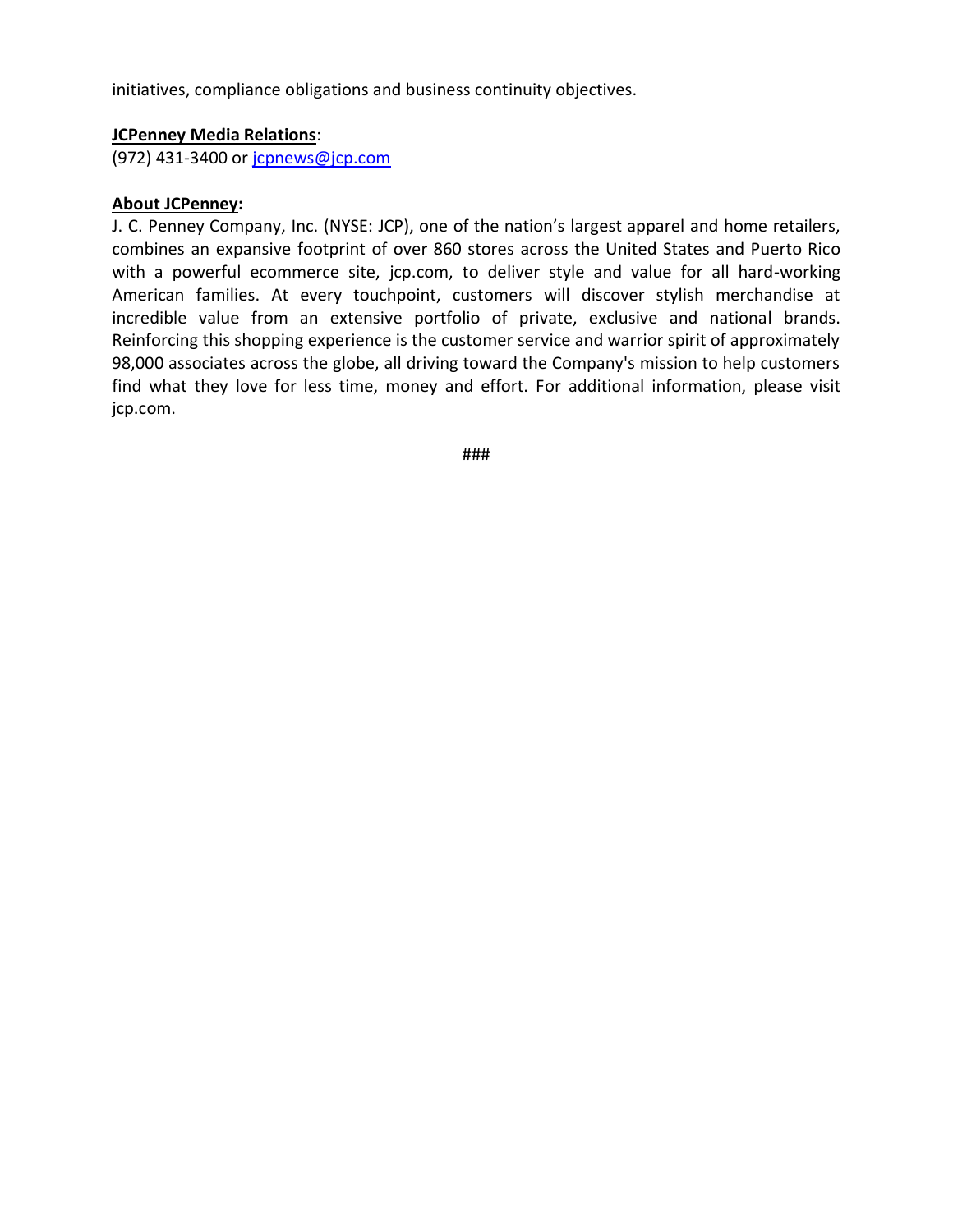initiatives, compliance obligations and business continuity objectives.

**JCPenney Media Relations**:
(972) 431-3400 or jcpnews@jcp.com

**About JCPenney:**
J. C. Penney Company, Inc. (NYSE: JCP), one of the nation's largest apparel and home retailers, combines an expansive footprint of over 860 stores across the United States and Puerto Rico with a powerful ecommerce site, jcp.com, to deliver style and value for all hard-working American families. At every touchpoint, customers will discover stylish merchandise at incredible value from an extensive portfolio of private, exclusive and national brands. Reinforcing this shopping experience is the customer service and warrior spirit of approximately 98,000 associates across the globe, all driving toward the Company's mission to help customers find what they love for less time, money and effort. For additional information, please visit jcp.com.

###